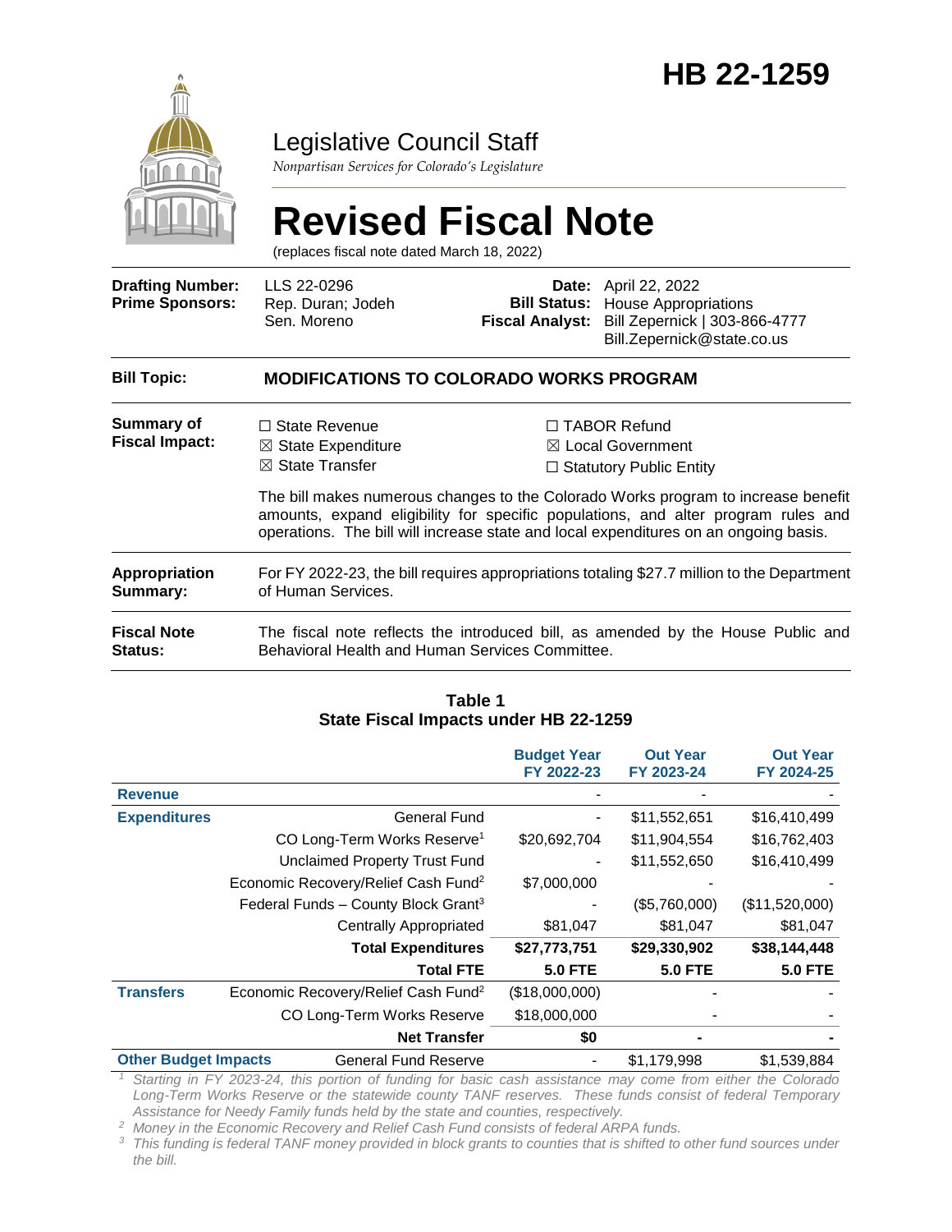# HB 22-1259

## Legislative Council Staff

*Nonpartisan Services for Colorado's Legislature*

# Revised Fiscal Note

(replaces fiscal note dated March 18, 2022)

| | | | |
|---|---|---|---|
| **Drafting Number:** | LLS 22-0296 | **Date:** | April 22, 2022 |
| **Prime Sponsors:** | Rep. Duran; Jodeh<br>Sen. Moreno | **Bill Status:** | House Appropriations |
| | | **Fiscal Analyst:** | Bill Zepernick \| 303-866-4777<br>Bill.Zepernick@state.co.us |

**Bill Topic:** **MODIFICATIONS TO COLORADO WORKS PROGRAM**

**Summary of Fiscal Impact:**

☐ State Revenue
☒ State Expenditure
☒ State Transfer
☐ TABOR Refund
☒ Local Government
☐ Statutory Public Entity

The bill makes numerous changes to the Colorado Works program to increase benefit amounts, expand eligibility for specific populations, and alter program rules and operations. The bill will increase state and local expenditures on an ongoing basis.

**Appropriation Summary:** For FY 2022-23, the bill requires appropriations totaling $27.7 million to the Department of Human Services.

**Fiscal Note Status:** The fiscal note reflects the introduced bill, as amended by the House Public and Behavioral Health and Human Services Committee.

**Table 1**
**State Fiscal Impacts under HB 22-1259**

| | | Budget Year FY 2022-23 | Out Year FY 2023-24 | Out Year FY 2024-25 |
|---|---|---|---|---|
| **Revenue** | | - | - | - |
| **Expenditures** | General Fund | - | $11,552,651 | $16,410,499 |
| | CO Long-Term Works Reserve[1] | $20,692,704 | $11,904,554 | $16,762,403 |
| | Unclaimed Property Trust Fund | - | $11,552,650 | $16,410,499 |
| | Economic Recovery/Relief Cash Fund[2] | $7,000,000 | - | - |
| | Federal Funds – County Block Grant[3] | - | ($5,760,000) | ($11,520,000) |
| | Centrally Appropriated | $81,047 | $81,047 | $81,047 |
| | **Total Expenditures** | **$27,773,751** | **$29,330,902** | **$38,144,448** |
| | **Total FTE** | **5.0 FTE** | **5.0 FTE** | **5.0 FTE** |
| **Transfers** | Economic Recovery/Relief Cash Fund[2] | ($18,000,000) | - | - |
| | CO Long-Term Works Reserve | $18,000,000 | - | - |
| | **Net Transfer** | **$0** | **-** | **-** |
| **Other Budget Impacts** | General Fund Reserve | - | $1,179,998 | $1,539,884 |

[1] *Starting in FY 2023-24, this portion of funding for basic cash assistance may come from either the Colorado Long-Term Works Reserve or the statewide county TANF reserves. These funds consist of federal Temporary Assistance for Needy Family funds held by the state and counties, respectively.*

[2] *Money in the Economic Recovery and Relief Cash Fund consists of federal ARPA funds.*

[3] *This funding is federal TANF money provided in block grants to counties that is shifted to other fund sources under the bill.*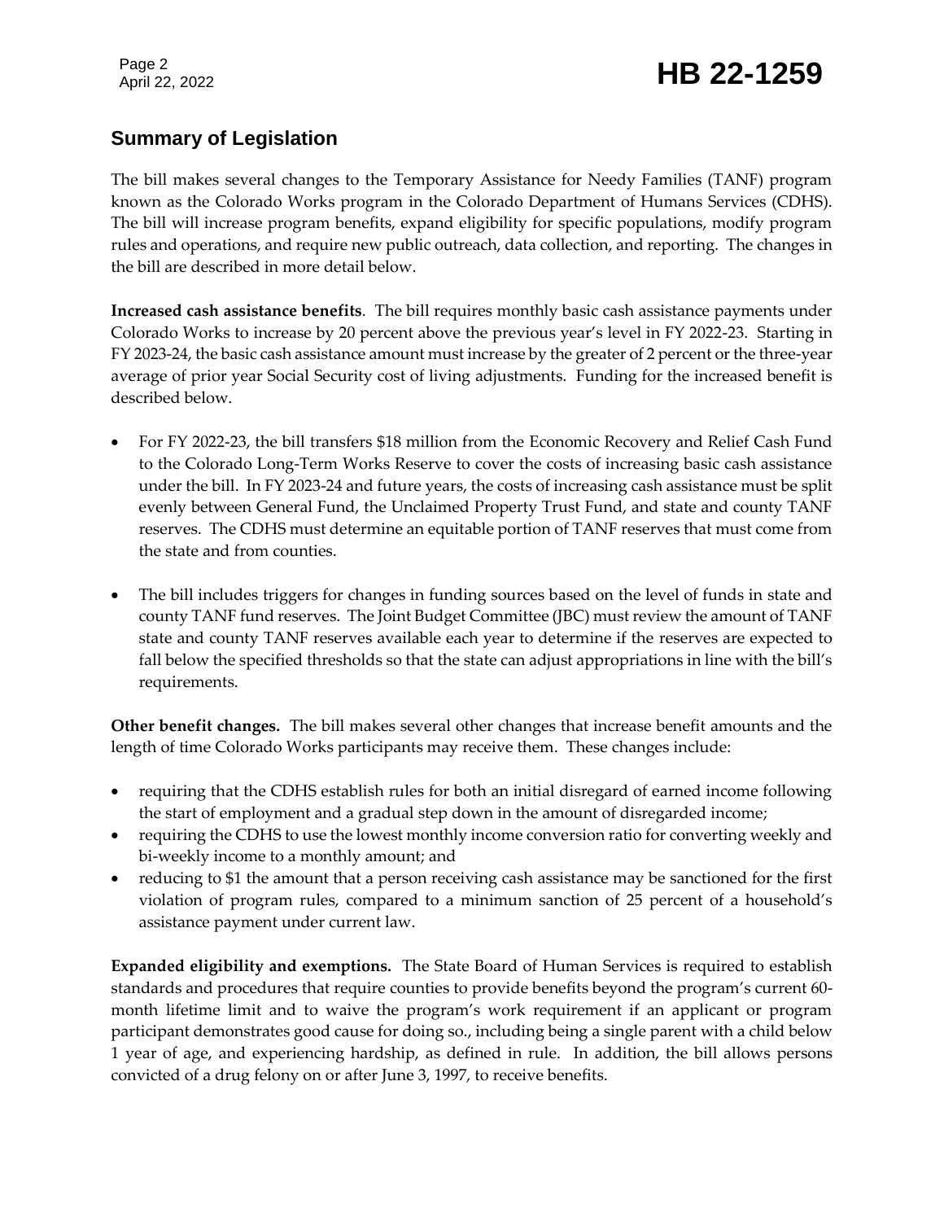## Summary of Legislation

The bill makes several changes to the Temporary Assistance for Needy Families (TANF) program known as the Colorado Works program in the Colorado Department of Humans Services (CDHS). The bill will increase program benefits, expand eligibility for specific populations, modify program rules and operations, and require new public outreach, data collection, and reporting. The changes in the bill are described in more detail below.

**Increased cash assistance benefits**. The bill requires monthly basic cash assistance payments under Colorado Works to increase by 20 percent above the previous year's level in FY 2022-23. Starting in FY 2023-24, the basic cash assistance amount must increase by the greater of 2 percent or the three-year average of prior year Social Security cost of living adjustments. Funding for the increased benefit is described below.

- For FY 2022-23, the bill transfers $18 million from the Economic Recovery and Relief Cash Fund to the Colorado Long-Term Works Reserve to cover the costs of increasing basic cash assistance under the bill. In FY 2023-24 and future years, the costs of increasing cash assistance must be split evenly between General Fund, the Unclaimed Property Trust Fund, and state and county TANF reserves. The CDHS must determine an equitable portion of TANF reserves that must come from the state and from counties.
- The bill includes triggers for changes in funding sources based on the level of funds in state and county TANF fund reserves. The Joint Budget Committee (JBC) must review the amount of TANF state and county TANF reserves available each year to determine if the reserves are expected to fall below the specified thresholds so that the state can adjust appropriations in line with the bill's requirements.

**Other benefit changes.** The bill makes several other changes that increase benefit amounts and the length of time Colorado Works participants may receive them. These changes include:

- requiring that the CDHS establish rules for both an initial disregard of earned income following the start of employment and a gradual step down in the amount of disregarded income;
- requiring the CDHS to use the lowest monthly income conversion ratio for converting weekly and bi-weekly income to a monthly amount; and
- reducing to $1 the amount that a person receiving cash assistance may be sanctioned for the first violation of program rules, compared to a minimum sanction of 25 percent of a household's assistance payment under current law.

**Expanded eligibility and exemptions.** The State Board of Human Services is required to establish standards and procedures that require counties to provide benefits beyond the program's current 60-month lifetime limit and to waive the program's work requirement if an applicant or program participant demonstrates good cause for doing so., including being a single parent with a child below 1 year of age, and experiencing hardship, as defined in rule. In addition, the bill allows persons convicted of a drug felony on or after June 3, 1997, to receive benefits.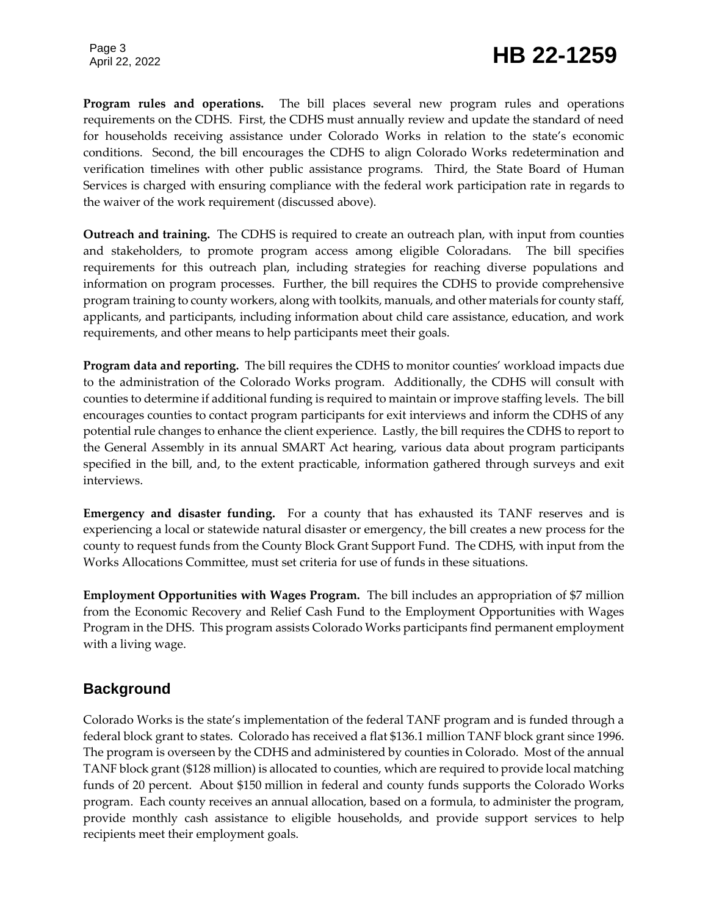**Program rules and operations.** The bill places several new program rules and operations requirements on the CDHS. First, the CDHS must annually review and update the standard of need for households receiving assistance under Colorado Works in relation to the state's economic conditions. Second, the bill encourages the CDHS to align Colorado Works redetermination and verification timelines with other public assistance programs. Third, the State Board of Human Services is charged with ensuring compliance with the federal work participation rate in regards to the waiver of the work requirement (discussed above).

**Outreach and training.** The CDHS is required to create an outreach plan, with input from counties and stakeholders, to promote program access among eligible Coloradans. The bill specifies requirements for this outreach plan, including strategies for reaching diverse populations and information on program processes. Further, the bill requires the CDHS to provide comprehensive program training to county workers, along with toolkits, manuals, and other materials for county staff, applicants, and participants, including information about child care assistance, education, and work requirements, and other means to help participants meet their goals.

**Program data and reporting.** The bill requires the CDHS to monitor counties' workload impacts due to the administration of the Colorado Works program. Additionally, the CDHS will consult with counties to determine if additional funding is required to maintain or improve staffing levels. The bill encourages counties to contact program participants for exit interviews and inform the CDHS of any potential rule changes to enhance the client experience. Lastly, the bill requires the CDHS to report to the General Assembly in its annual SMART Act hearing, various data about program participants specified in the bill, and, to the extent practicable, information gathered through surveys and exit interviews.

**Emergency and disaster funding.** For a county that has exhausted its TANF reserves and is experiencing a local or statewide natural disaster or emergency, the bill creates a new process for the county to request funds from the County Block Grant Support Fund. The CDHS, with input from the Works Allocations Committee, must set criteria for use of funds in these situations.

**Employment Opportunities with Wages Program.** The bill includes an appropriation of $7 million from the Economic Recovery and Relief Cash Fund to the Employment Opportunities with Wages Program in the DHS. This program assists Colorado Works participants find permanent employment with a living wage.

## Background

Colorado Works is the state's implementation of the federal TANF program and is funded through a federal block grant to states. Colorado has received a flat $136.1 million TANF block grant since 1996. The program is overseen by the CDHS and administered by counties in Colorado. Most of the annual TANF block grant ($128 million) is allocated to counties, which are required to provide local matching funds of 20 percent. About $150 million in federal and county funds supports the Colorado Works program. Each county receives an annual allocation, based on a formula, to administer the program, provide monthly cash assistance to eligible households, and provide support services to help recipients meet their employment goals.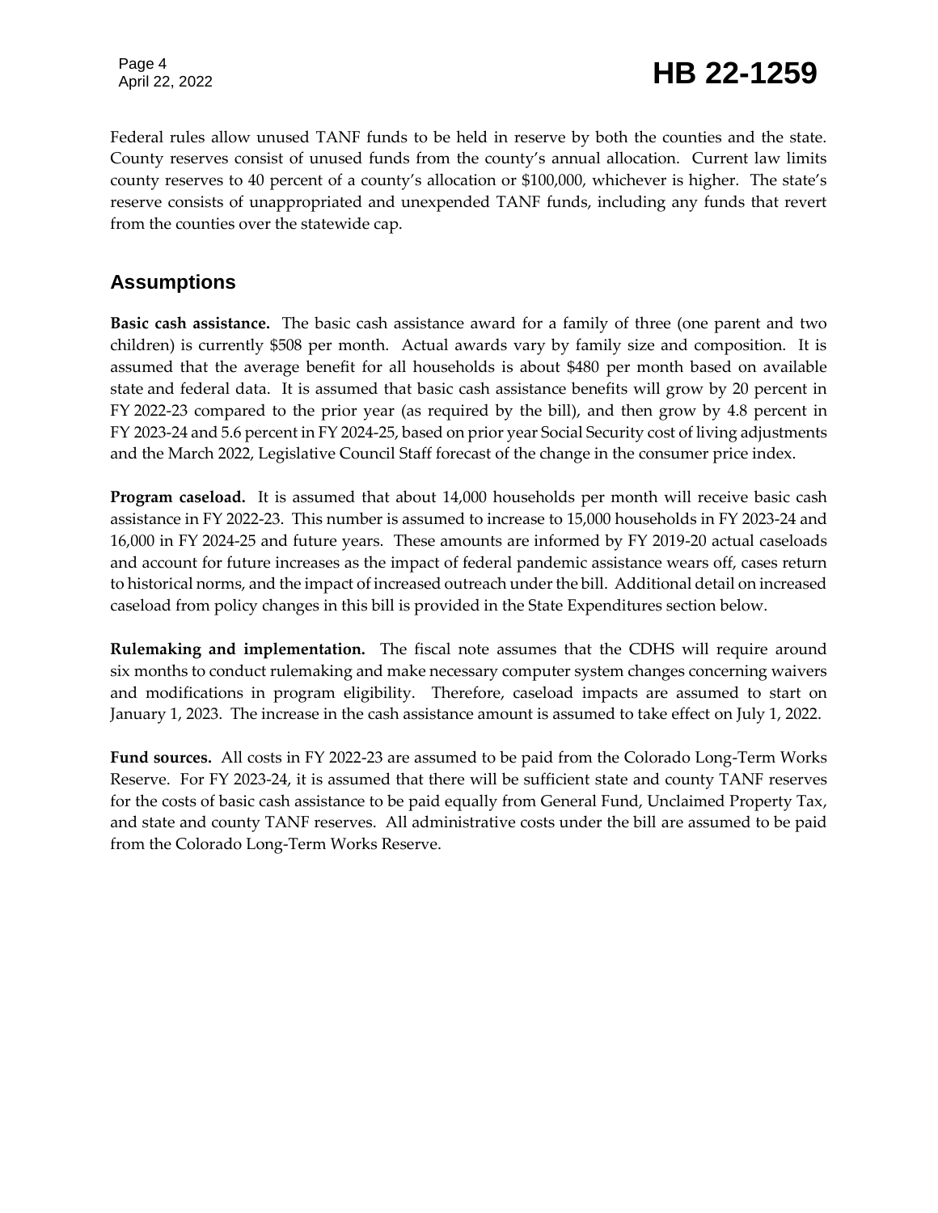Federal rules allow unused TANF funds to be held in reserve by both the counties and the state. County reserves consist of unused funds from the county's annual allocation. Current law limits county reserves to 40 percent of a county's allocation or $100,000, whichever is higher. The state's reserve consists of unappropriated and unexpended TANF funds, including any funds that revert from the counties over the statewide cap.

## Assumptions

**Basic cash assistance.** The basic cash assistance award for a family of three (one parent and two children) is currently $508 per month. Actual awards vary by family size and composition. It is assumed that the average benefit for all households is about $480 per month based on available state and federal data. It is assumed that basic cash assistance benefits will grow by 20 percent in FY 2022-23 compared to the prior year (as required by the bill), and then grow by 4.8 percent in FY 2023-24 and 5.6 percent in FY 2024-25, based on prior year Social Security cost of living adjustments and the March 2022, Legislative Council Staff forecast of the change in the consumer price index.

**Program caseload.** It is assumed that about 14,000 households per month will receive basic cash assistance in FY 2022-23. This number is assumed to increase to 15,000 households in FY 2023-24 and 16,000 in FY 2024-25 and future years. These amounts are informed by FY 2019-20 actual caseloads and account for future increases as the impact of federal pandemic assistance wears off, cases return to historical norms, and the impact of increased outreach under the bill. Additional detail on increased caseload from policy changes in this bill is provided in the State Expenditures section below.

**Rulemaking and implementation.** The fiscal note assumes that the CDHS will require around six months to conduct rulemaking and make necessary computer system changes concerning waivers and modifications in program eligibility. Therefore, caseload impacts are assumed to start on January 1, 2023. The increase in the cash assistance amount is assumed to take effect on July 1, 2022.

**Fund sources.** All costs in FY 2022-23 are assumed to be paid from the Colorado Long-Term Works Reserve. For FY 2023-24, it is assumed that there will be sufficient state and county TANF reserves for the costs of basic cash assistance to be paid equally from General Fund, Unclaimed Property Tax, and state and county TANF reserves. All administrative costs under the bill are assumed to be paid from the Colorado Long-Term Works Reserve.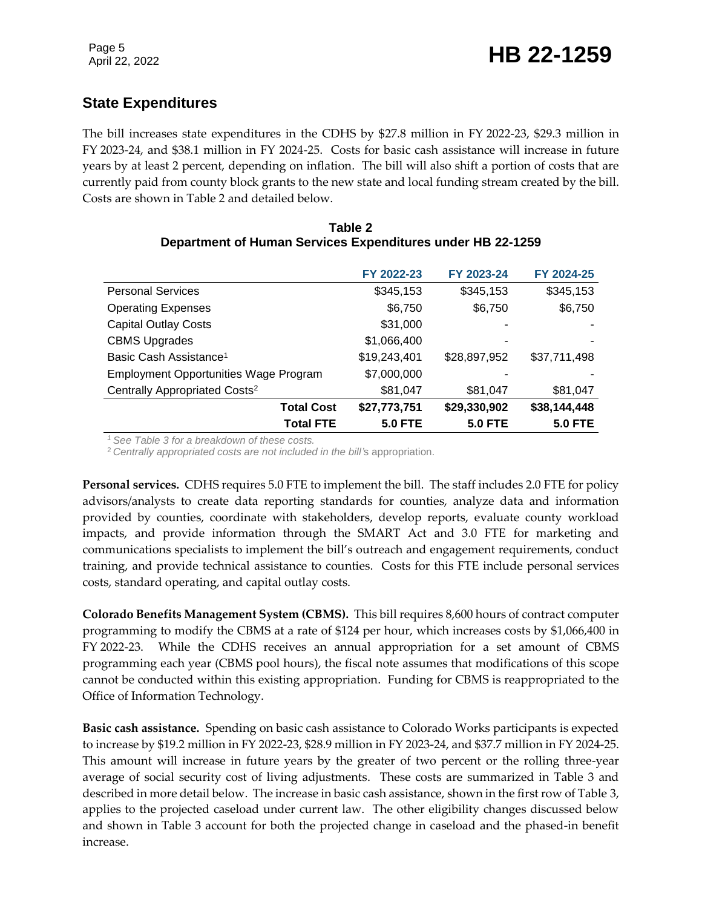## State Expenditures

The bill increases state expenditures in the CDHS by $27.8 million in FY 2022-23, $29.3 million in FY 2023-24, and $38.1 million in FY 2024-25. Costs for basic cash assistance will increase in future years by at least 2 percent, depending on inflation. The bill will also shift a portion of costs that are currently paid from county block grants to the new state and local funding stream created by the bill. Costs are shown in Table 2 and detailed below.

**Table 2**
**Department of Human Services Expenditures under HB 22-1259**

| | FY 2022-23 | FY 2023-24 | FY 2024-25 |
|---|---|---|---|
| Personal Services | $345,153 | $345,153 | $345,153 |
| Operating Expenses | $6,750 | $6,750 | $6,750 |
| Capital Outlay Costs | $31,000 | - | - |
| CBMS Upgrades | $1,066,400 | - | - |
| Basic Cash Assistance[1] | $19,243,401 | $28,897,952 | $37,711,498 |
| Employment Opportunities Wage Program | $7,000,000 | - | - |
| Centrally Appropriated Costs[2] | $81,047 | $81,047 | $81,047 |
| **Total Cost** | **$27,773,751** | **$29,330,902** | **$38,144,448** |
| **Total FTE** | **5.0 FTE** | **5.0 FTE** | **5.0 FTE** |

[1] *See Table 3 for a breakdown of these costs.*
[2] *Centrally appropriated costs are not included in the bill's appropriation.*

**Personal services.** CDHS requires 5.0 FTE to implement the bill. The staff includes 2.0 FTE for policy advisors/analysts to create data reporting standards for counties, analyze data and information provided by counties, coordinate with stakeholders, develop reports, evaluate county workload impacts, and provide information through the SMART Act and 3.0 FTE for marketing and communications specialists to implement the bill's outreach and engagement requirements, conduct training, and provide technical assistance to counties. Costs for this FTE include personal services costs, standard operating, and capital outlay costs.

**Colorado Benefits Management System (CBMS).** This bill requires 8,600 hours of contract computer programming to modify the CBMS at a rate of $124 per hour, which increases costs by $1,066,400 in FY 2022-23. While the CDHS receives an annual appropriation for a set amount of CBMS programming each year (CBMS pool hours), the fiscal note assumes that modifications of this scope cannot be conducted within this existing appropriation. Funding for CBMS is reappropriated to the Office of Information Technology.

**Basic cash assistance.** Spending on basic cash assistance to Colorado Works participants is expected to increase by $19.2 million in FY 2022-23, $28.9 million in FY 2023-24, and $37.7 million in FY 2024-25. This amount will increase in future years by the greater of two percent or the rolling three-year average of social security cost of living adjustments. These costs are summarized in Table 3 and described in more detail below. The increase in basic cash assistance, shown in the first row of Table 3, applies to the projected caseload under current law. The other eligibility changes discussed below and shown in Table 3 account for both the projected change in caseload and the phased-in benefit increase.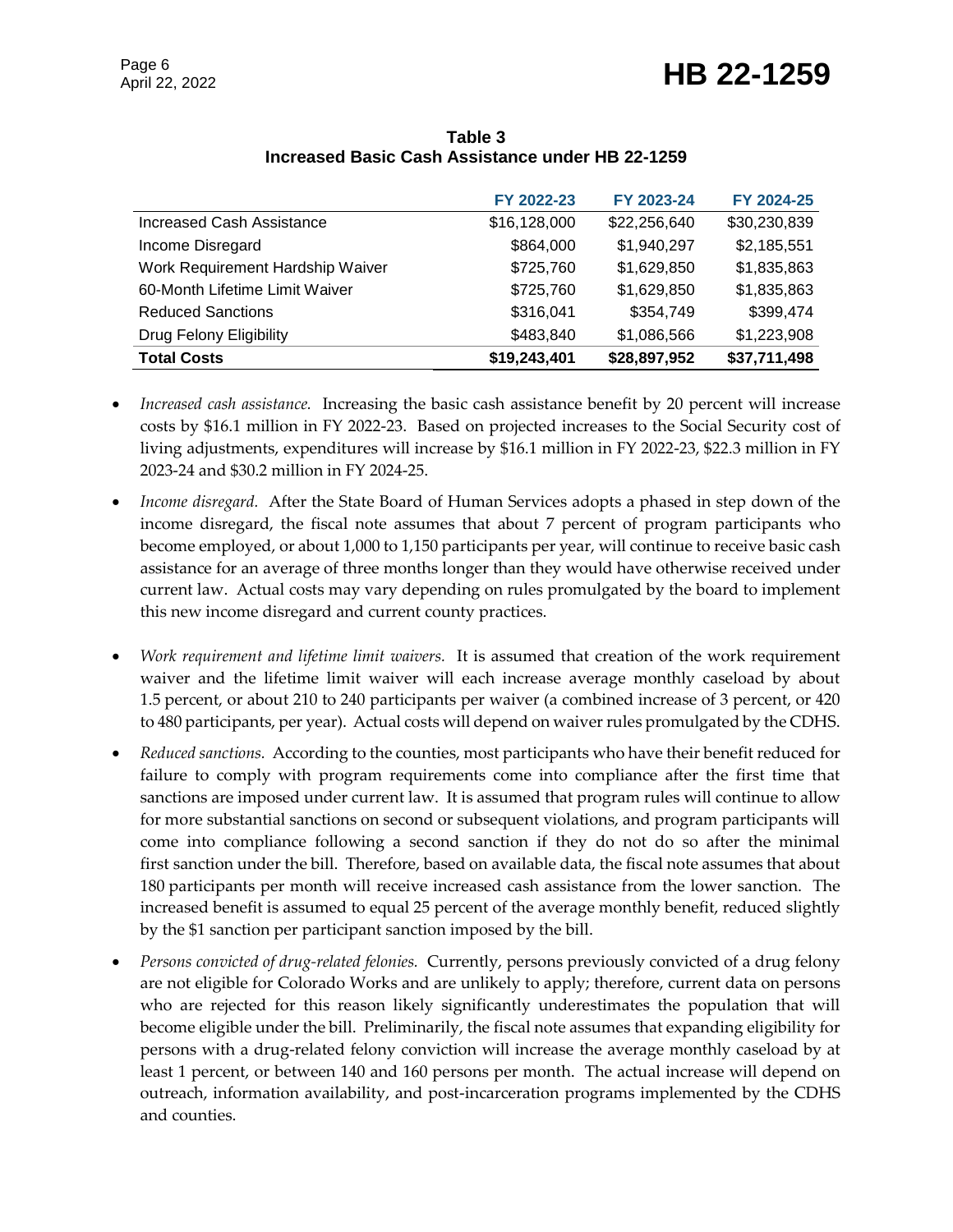**Table 3**
**Increased Basic Cash Assistance under HB 22-1259**

| | FY 2022-23 | FY 2023-24 | FY 2024-25 |
|---|---|---|---|
| Increased Cash Assistance | $16,128,000 | $22,256,640 | $30,230,839 |
| Income Disregard | $864,000 | $1,940,297 | $2,185,551 |
| Work Requirement Hardship Waiver | $725,760 | $1,629,850 | $1,835,863 |
| 60-Month Lifetime Limit Waiver | $725,760 | $1,629,850 | $1,835,863 |
| Reduced Sanctions | $316,041 | $354,749 | $399,474 |
| Drug Felony Eligibility | $483,840 | $1,086,566 | $1,223,908 |
| **Total Costs** | **$19,243,401** | **$28,897,952** | **$37,711,498** |

- *Increased cash assistance.* Increasing the basic cash assistance benefit by 20 percent will increase costs by $16.1 million in FY 2022-23. Based on projected increases to the Social Security cost of living adjustments, expenditures will increase by $16.1 million in FY 2022-23, $22.3 million in FY 2023-24 and $30.2 million in FY 2024-25.

- *Income disregard.* After the State Board of Human Services adopts a phased in step down of the income disregard, the fiscal note assumes that about 7 percent of program participants who become employed, or about 1,000 to 1,150 participants per year, will continue to receive basic cash assistance for an average of three months longer than they would have otherwise received under current law. Actual costs may vary depending on rules promulgated by the board to implement this new income disregard and current county practices.

- *Work requirement and lifetime limit waivers.* It is assumed that creation of the work requirement waiver and the lifetime limit waiver will each increase average monthly caseload by about 1.5 percent, or about 210 to 240 participants per waiver (a combined increase of 3 percent, or 420 to 480 participants, per year). Actual costs will depend on waiver rules promulgated by the CDHS.

- *Reduced sanctions.* According to the counties, most participants who have their benefit reduced for failure to comply with program requirements come into compliance after the first time that sanctions are imposed under current law. It is assumed that program rules will continue to allow for more substantial sanctions on second or subsequent violations, and program participants will come into compliance following a second sanction if they do not do so after the minimal first sanction under the bill. Therefore, based on available data, the fiscal note assumes that about 180 participants per month will receive increased cash assistance from the lower sanction. The increased benefit is assumed to equal 25 percent of the average monthly benefit, reduced slightly by the $1 sanction per participant sanction imposed by the bill.

- *Persons convicted of drug-related felonies.* Currently, persons previously convicted of a drug felony are not eligible for Colorado Works and are unlikely to apply; therefore, current data on persons who are rejected for this reason likely significantly underestimates the population that will become eligible under the bill. Preliminarily, the fiscal note assumes that expanding eligibility for persons with a drug-related felony conviction will increase the average monthly caseload by at least 1 percent, or between 140 and 160 persons per month. The actual increase will depend on outreach, information availability, and post-incarceration programs implemented by the CDHS and counties.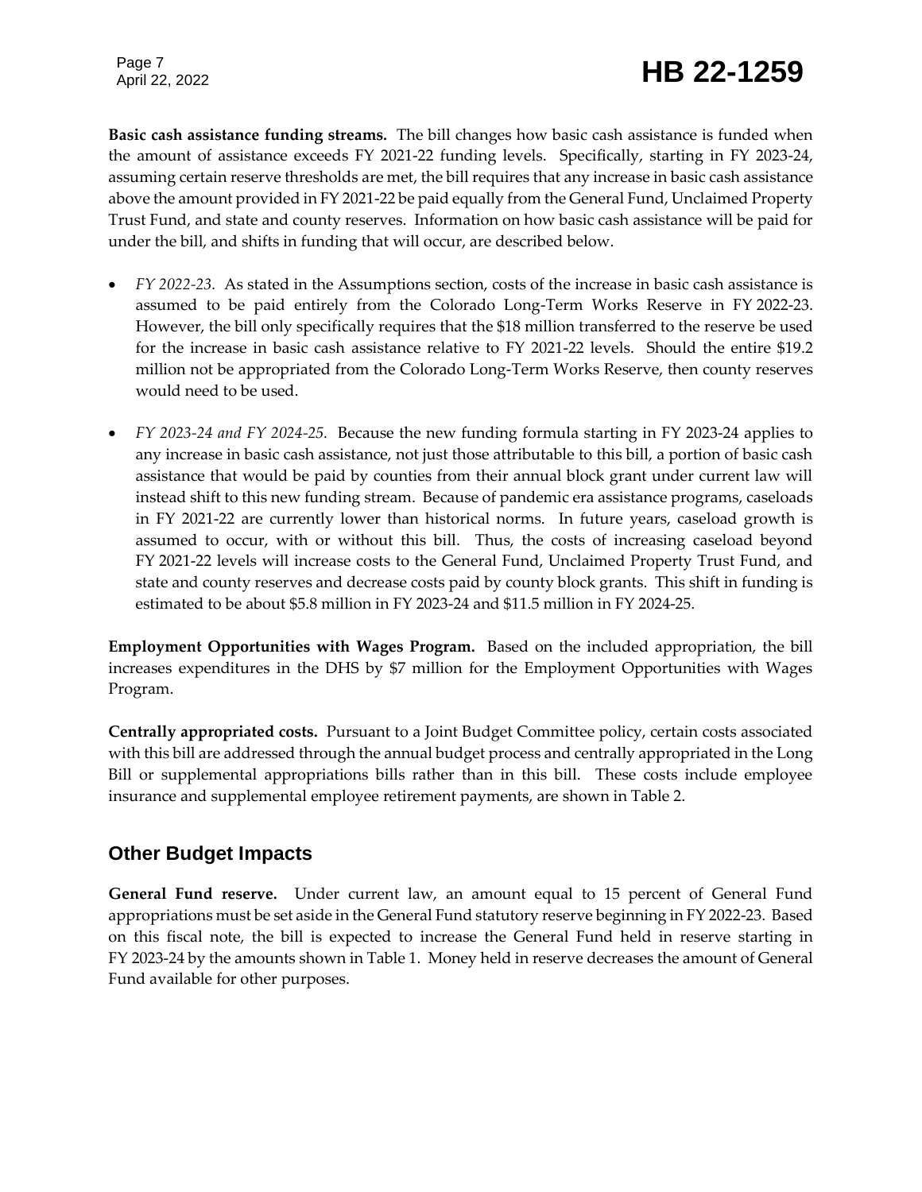**Basic cash assistance funding streams.** The bill changes how basic cash assistance is funded when the amount of assistance exceeds FY 2021-22 funding levels. Specifically, starting in FY 2023-24, assuming certain reserve thresholds are met, the bill requires that any increase in basic cash assistance above the amount provided in FY 2021-22 be paid equally from the General Fund, Unclaimed Property Trust Fund, and state and county reserves. Information on how basic cash assistance will be paid for under the bill, and shifts in funding that will occur, are described below.

- *FY 2022-23.* As stated in the Assumptions section, costs of the increase in basic cash assistance is assumed to be paid entirely from the Colorado Long-Term Works Reserve in FY 2022-23. However, the bill only specifically requires that the $18 million transferred to the reserve be used for the increase in basic cash assistance relative to FY 2021-22 levels. Should the entire $19.2 million not be appropriated from the Colorado Long-Term Works Reserve, then county reserves would need to be used.
- *FY 2023-24 and FY 2024-25.* Because the new funding formula starting in FY 2023-24 applies to any increase in basic cash assistance, not just those attributable to this bill, a portion of basic cash assistance that would be paid by counties from their annual block grant under current law will instead shift to this new funding stream. Because of pandemic era assistance programs, caseloads in FY 2021-22 are currently lower than historical norms. In future years, caseload growth is assumed to occur, with or without this bill. Thus, the costs of increasing caseload beyond FY 2021-22 levels will increase costs to the General Fund, Unclaimed Property Trust Fund, and state and county reserves and decrease costs paid by county block grants. This shift in funding is estimated to be about $5.8 million in FY 2023-24 and $11.5 million in FY 2024-25.

**Employment Opportunities with Wages Program.** Based on the included appropriation, the bill increases expenditures in the DHS by $7 million for the Employment Opportunities with Wages Program.

**Centrally appropriated costs.** Pursuant to a Joint Budget Committee policy, certain costs associated with this bill are addressed through the annual budget process and centrally appropriated in the Long Bill or supplemental appropriations bills rather than in this bill. These costs include employee insurance and supplemental employee retirement payments, are shown in Table 2.

## Other Budget Impacts

**General Fund reserve.** Under current law, an amount equal to 15 percent of General Fund appropriations must be set aside in the General Fund statutory reserve beginning in FY 2022-23. Based on this fiscal note, the bill is expected to increase the General Fund held in reserve starting in FY 2023-24 by the amounts shown in Table 1. Money held in reserve decreases the amount of General Fund available for other purposes.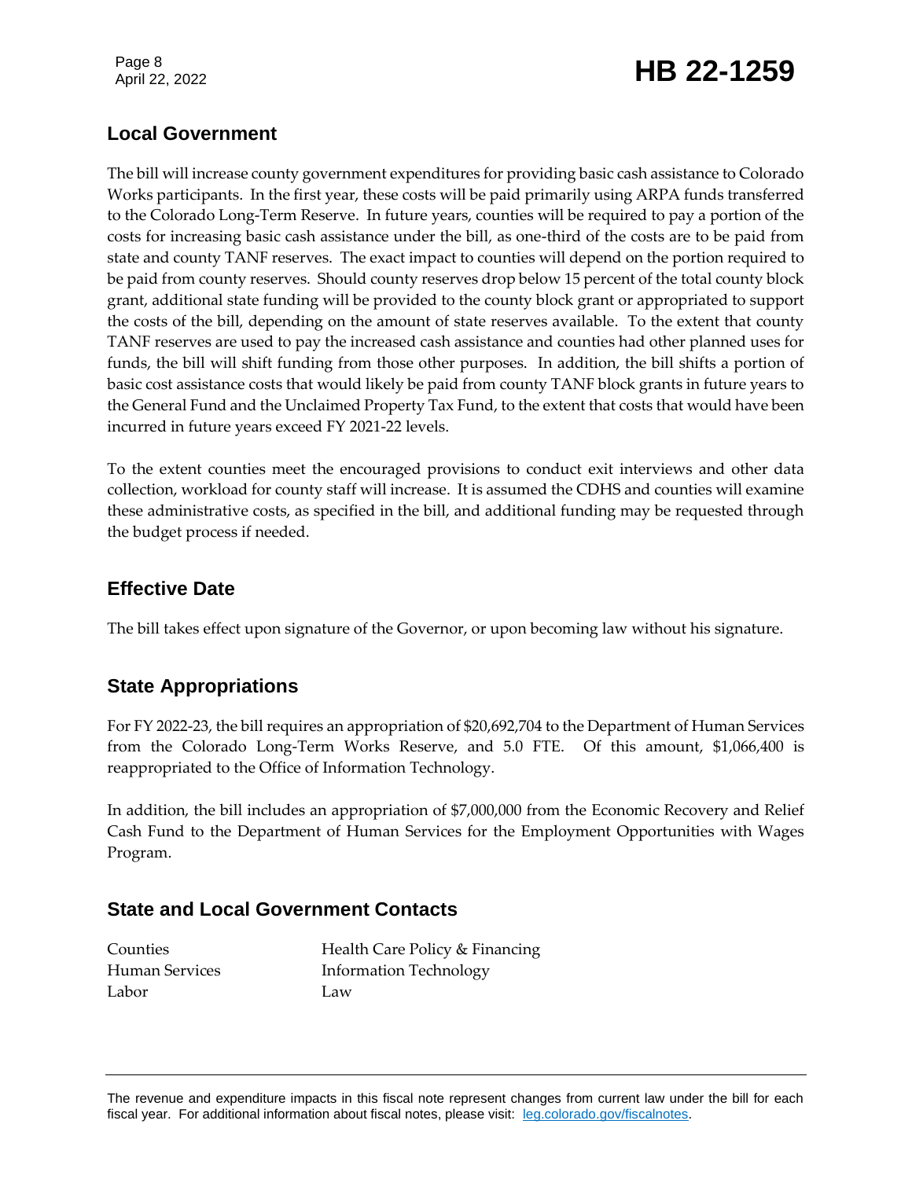## Local Government

The bill will increase county government expenditures for providing basic cash assistance to Colorado Works participants. In the first year, these costs will be paid primarily using ARPA funds transferred to the Colorado Long-Term Reserve. In future years, counties will be required to pay a portion of the costs for increasing basic cash assistance under the bill, as one-third of the costs are to be paid from state and county TANF reserves. The exact impact to counties will depend on the portion required to be paid from county reserves. Should county reserves drop below 15 percent of the total county block grant, additional state funding will be provided to the county block grant or appropriated to support the costs of the bill, depending on the amount of state reserves available. To the extent that county TANF reserves are used to pay the increased cash assistance and counties had other planned uses for funds, the bill will shift funding from those other purposes. In addition, the bill shifts a portion of basic cost assistance costs that would likely be paid from county TANF block grants in future years to the General Fund and the Unclaimed Property Tax Fund, to the extent that costs that would have been incurred in future years exceed FY 2021-22 levels.

To the extent counties meet the encouraged provisions to conduct exit interviews and other data collection, workload for county staff will increase. It is assumed the CDHS and counties will examine these administrative costs, as specified in the bill, and additional funding may be requested through the budget process if needed.

## Effective Date

The bill takes effect upon signature of the Governor, or upon becoming law without his signature.

## State Appropriations

For FY 2022-23, the bill requires an appropriation of $20,692,704 to the Department of Human Services from the Colorado Long-Term Works Reserve, and 5.0 FTE. Of this amount, $1,066,400 is reappropriated to the Office of Information Technology.

In addition, the bill includes an appropriation of $7,000,000 from the Economic Recovery and Relief Cash Fund to the Department of Human Services for the Employment Opportunities with Wages Program.

## State and Local Government Contacts

| | |
|---|---|
| Counties | Health Care Policy & Financing |
| Human Services | Information Technology |
| Labor | Law |

The revenue and expenditure impacts in this fiscal note represent changes from current law under the bill for each fiscal year. For additional information about fiscal notes, please visit: leg.colorado.gov/fiscalnotes.